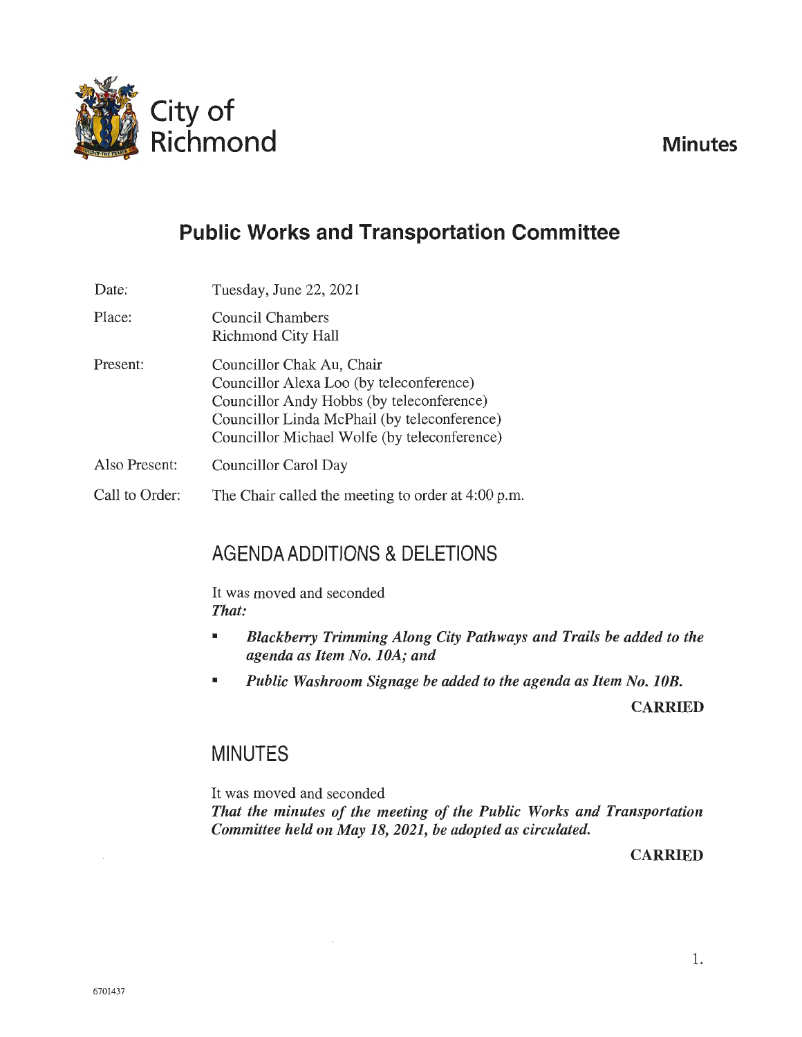City of Richmond

**Minutes**

# Public Works and Transportation Committee

| | |
|---|---|
| Date: | Tuesday, June 22, 2021 |
| Place: | Council Chambers<br>Richmond City Hall |
| Present: | Councillor Chak Au, Chair<br>Councillor Alexa Loo (by teleconference)<br>Councillor Andy Hobbs (by teleconference)<br>Councillor Linda McPhail (by teleconference)<br>Councillor Michael Wolfe (by teleconference) |
| Also Present: | Councillor Carol Day |
| Call to Order: | The Chair called the meeting to order at 4:00 p.m. |

## AGENDA ADDITIONS & DELETIONS

It was moved and seconded
***That:***

- ***Blackberry Trimming Along City Pathways and Trails be added to the agenda as Item No. 10A; and***
- ***Public Washroom Signage be added to the agenda as Item No. 10B.***

**CARRIED**

## MINUTES

It was moved and seconded
***That the minutes of the meeting of the Public Works and Transportation Committee held on May 18, 2021, be adopted as circulated.***

**CARRIED**

6701437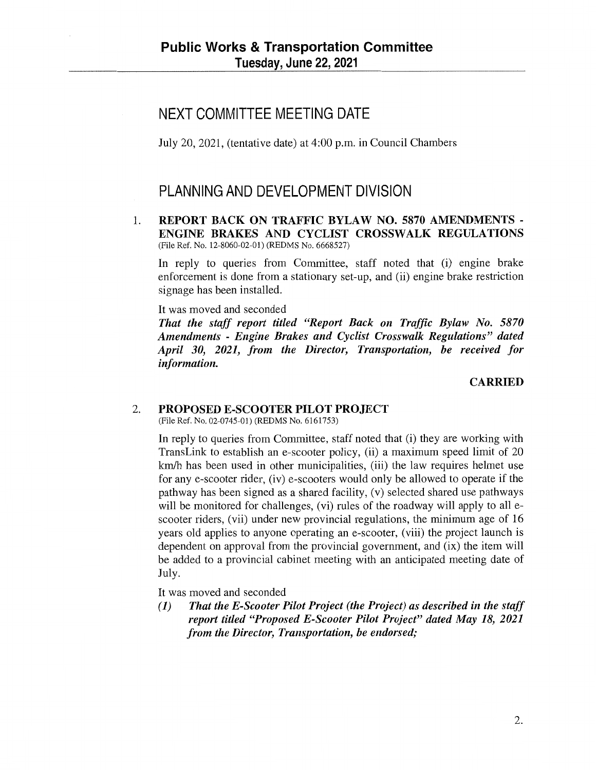## NEXT COMMITTEE MEETING DATE

July 20, 2021, (tentative date) at 4:00 p.m. in Council Chambers

## PLANNING AND DEVELOPMENT DIVISION

1. **REPORT BACK ON TRAFFIC BYLAW NO. 5870 AMENDMENTS - ENGINE BRAKES AND CYCLIST CROSSWALK REGULATIONS**
(File Ref. No. 12-8060-02-01) (REDMS No. 6668527)

In reply to queries from Committee, staff noted that (i) engine brake enforcement is done from a stationary set-up, and (ii) engine brake restriction signage has been installed.

It was moved and seconded
***That the staff report titled "Report Back on Traffic Bylaw No. 5870 Amendments - Engine Brakes and Cyclist Crosswalk Regulations" dated April 30, 2021, from the Director, Transportation, be received for information.***

**CARRIED**

2. **PROPOSED E-SCOOTER PILOT PROJECT**
(File Ref. No. 02-0745-01) (REDMS No. 6161753)

In reply to queries from Committee, staff noted that (i) they are working with TransLink to establish an e-scooter policy, (ii) a maximum speed limit of 20 km/h has been used in other municipalities, (iii) the law requires helmet use for any e-scooter rider, (iv) e-scooters would only be allowed to operate if the pathway has been signed as a shared facility, (v) selected shared use pathways will be monitored for challenges, (vi) rules of the roadway will apply to all e-scooter riders, (vii) under new provincial regulations, the minimum age of 16 years old applies to anyone operating an e-scooter, (viii) the project launch is dependent on approval from the provincial government, and (ix) the item will be added to a provincial cabinet meeting with an anticipated meeting date of July.

It was moved and seconded

*(1)* ***That the E-Scooter Pilot Project (the Project) as described in the staff report titled "Proposed E-Scooter Pilot Project" dated May 18, 2021 from the Director, Transportation, be endorsed;***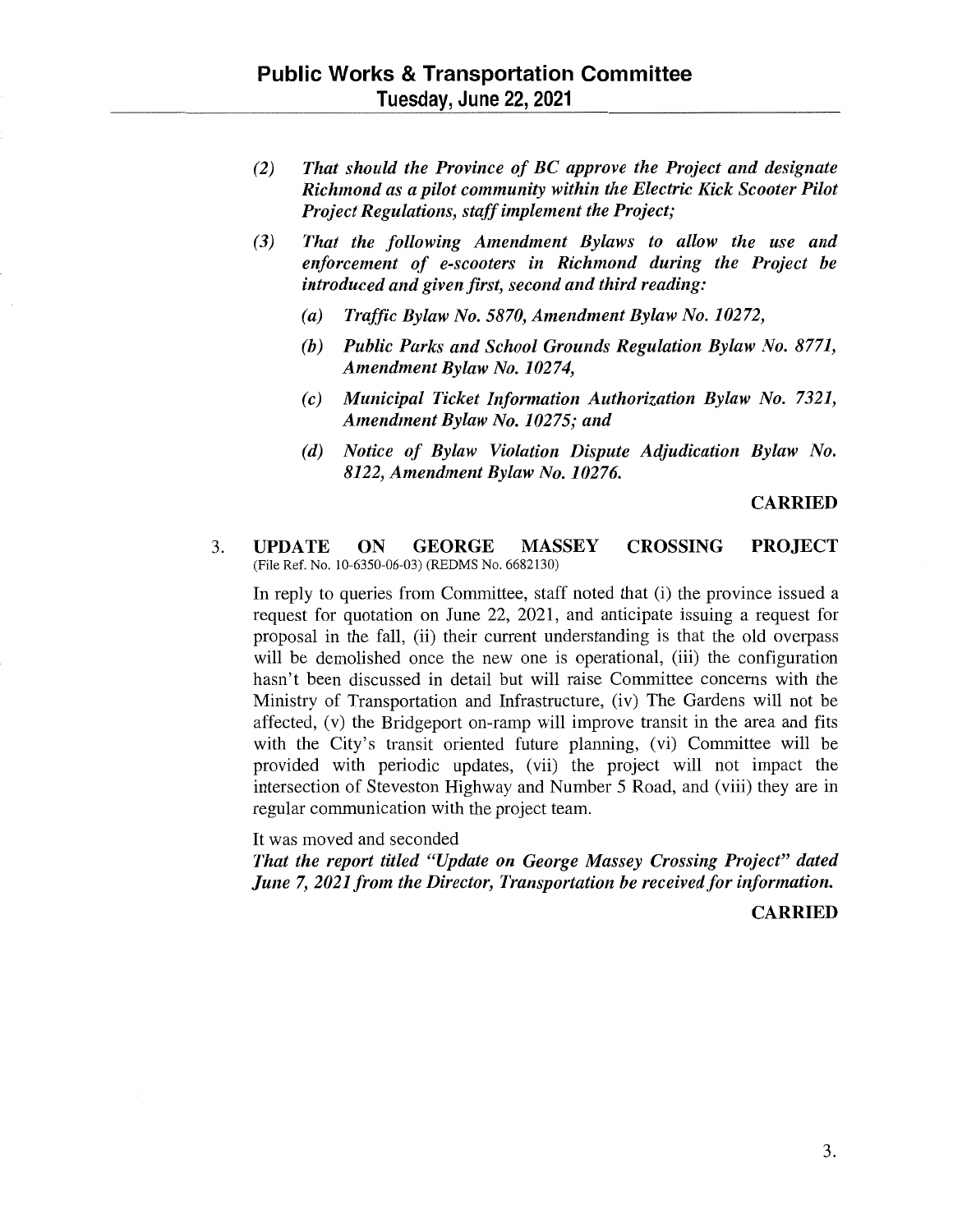(2) *That should the Province of BC approve the Project and designate Richmond as a pilot community within the Electric Kick Scooter Pilot Project Regulations, staff implement the Project;*

(3) *That the following Amendment Bylaws to allow the use and enforcement of e-scooters in Richmond during the Project be introduced and given first, second and third reading:*

(a) *Traffic Bylaw No. 5870, Amendment Bylaw No. 10272,*

(b) *Public Parks and School Grounds Regulation Bylaw No. 8771, Amendment Bylaw No. 10274,*

(c) *Municipal Ticket Information Authorization Bylaw No. 7321, Amendment Bylaw No. 10275; and*

(d) *Notice of Bylaw Violation Dispute Adjudication Bylaw No. 8122, Amendment Bylaw No. 10276.*

**CARRIED**

3. **UPDATE ON GEORGE MASSEY CROSSING PROJECT**
(File Ref. No. 10-6350-06-03) (REDMS No. 6682130)

In reply to queries from Committee, staff noted that (i) the province issued a request for quotation on June 22, 2021, and anticipate issuing a request for proposal in the fall, (ii) their current understanding is that the old overpass will be demolished once the new one is operational, (iii) the configuration hasn't been discussed in detail but will raise Committee concerns with the Ministry of Transportation and Infrastructure, (iv) The Gardens will not be affected, (v) the Bridgeport on-ramp will improve transit in the area and fits with the City's transit oriented future planning, (vi) Committee will be provided with periodic updates, (vii) the project will not impact the intersection of Steveston Highway and Number 5 Road, and (viii) they are in regular communication with the project team.

It was moved and seconded
*That the report titled "Update on George Massey Crossing Project" dated June 7, 2021 from the Director, Transportation be received for information.*

**CARRIED**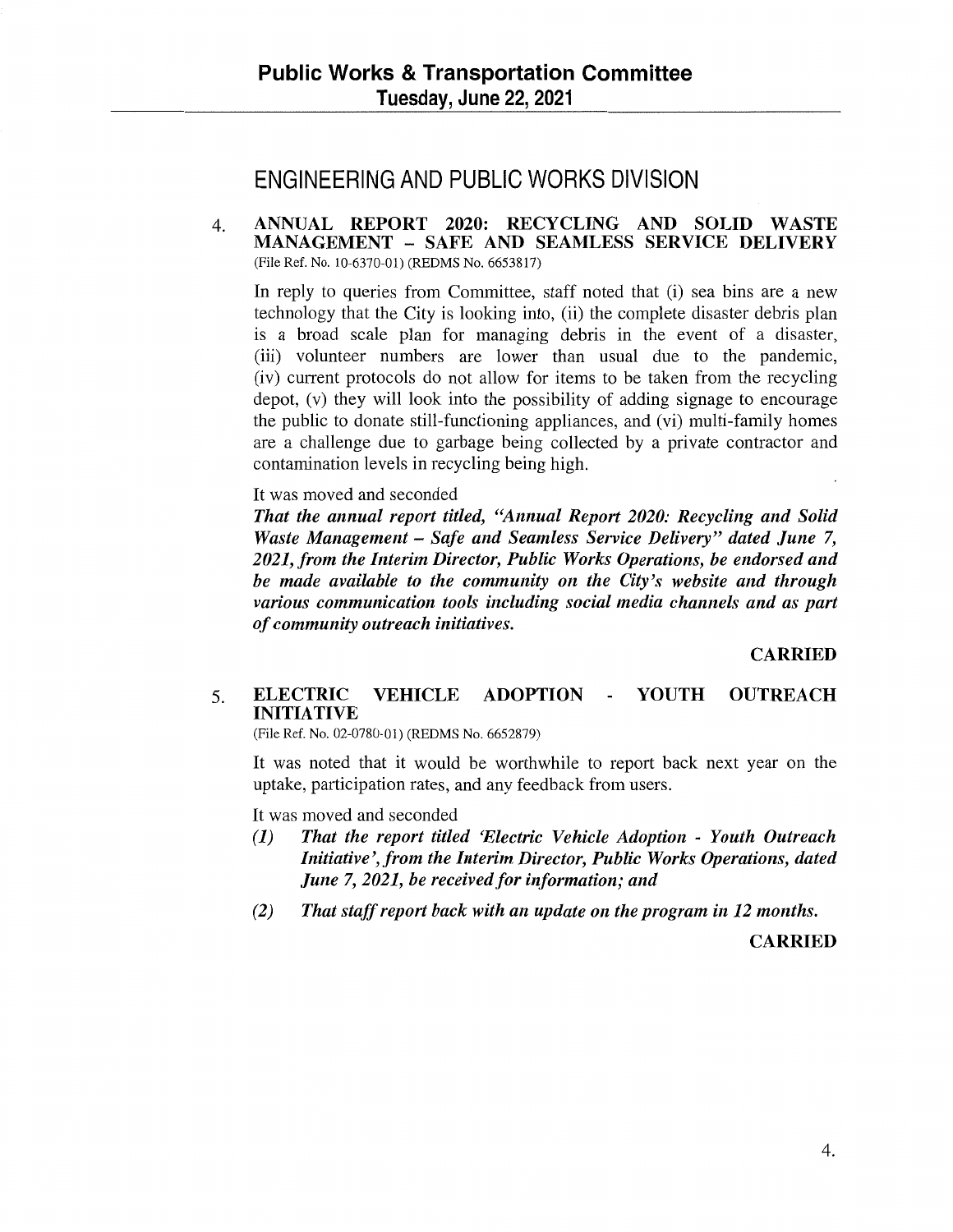## ENGINEERING AND PUBLIC WORKS DIVISION

4. **ANNUAL REPORT 2020: RECYCLING AND SOLID WASTE MANAGEMENT – SAFE AND SEAMLESS SERVICE DELIVERY**
(File Ref. No. 10-6370-01) (REDMS No. 6653817)

In reply to queries from Committee, staff noted that (i) sea bins are a new technology that the City is looking into, (ii) the complete disaster debris plan is a broad scale plan for managing debris in the event of a disaster, (iii) volunteer numbers are lower than usual due to the pandemic, (iv) current protocols do not allow for items to be taken from the recycling depot, (v) they will look into the possibility of adding signage to encourage the public to donate still-functioning appliances, and (vi) multi-family homes are a challenge due to garbage being collected by a private contractor and contamination levels in recycling being high.

It was moved and seconded

***That the annual report titled, "Annual Report 2020: Recycling and Solid Waste Management – Safe and Seamless Service Delivery" dated June 7, 2021, from the Interim Director, Public Works Operations, be endorsed and be made available to the community on the City's website and through various communication tools including social media channels and as part of community outreach initiatives.***

**CARRIED**

5. **ELECTRIC VEHICLE ADOPTION - YOUTH OUTREACH INITIATIVE**
(File Ref. No. 02-0780-01) (REDMS No. 6652879)

It was noted that it would be worthwhile to report back next year on the uptake, participation rates, and any feedback from users.

It was moved and seconded

*(1)* ***That the report titled 'Electric Vehicle Adoption - Youth Outreach Initiative', from the Interim Director, Public Works Operations, dated June 7, 2021, be received for information; and***

*(2)* ***That staff report back with an update on the program in 12 months.***

**CARRIED**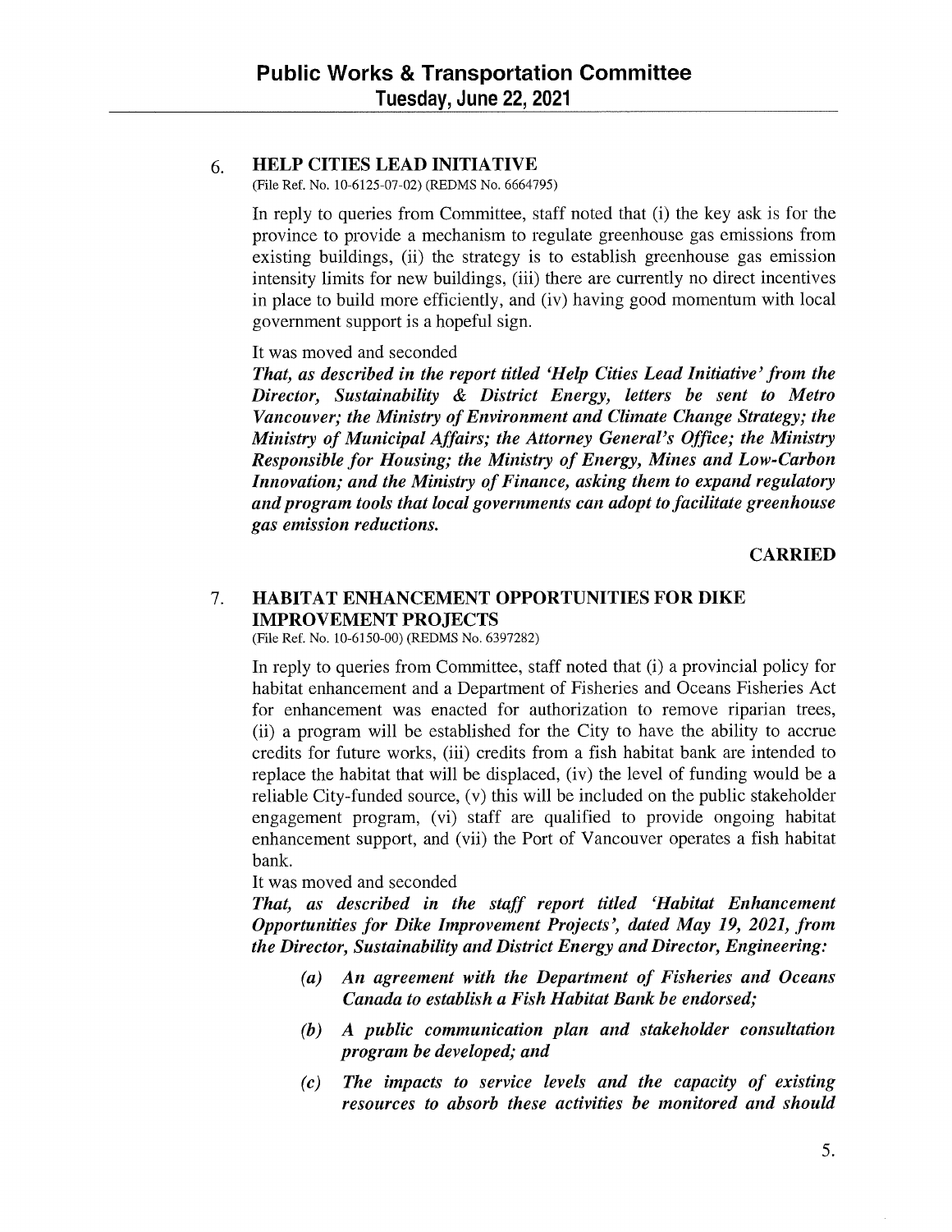### 6. HELP CITIES LEAD INITIATIVE

(File Ref. No. 10-6125-07-02) (REDMS No. 6664795)

In reply to queries from Committee, staff noted that (i) the key ask is for the province to provide a mechanism to regulate greenhouse gas emissions from existing buildings, (ii) the strategy is to establish greenhouse gas emission intensity limits for new buildings, (iii) there are currently no direct incentives in place to build more efficiently, and (iv) having good momentum with local government support is a hopeful sign.

It was moved and seconded

***That, as described in the report titled 'Help Cities Lead Initiative' from the Director, Sustainability & District Energy, letters be sent to Metro Vancouver; the Ministry of Environment and Climate Change Strategy; the Ministry of Municipal Affairs; the Attorney General's Office; the Ministry Responsible for Housing; the Ministry of Energy, Mines and Low-Carbon Innovation; and the Ministry of Finance, asking them to expand regulatory and program tools that local governments can adopt to facilitate greenhouse gas emission reductions.***

**CARRIED**

### 7. HABITAT ENHANCEMENT OPPORTUNITIES FOR DIKE IMPROVEMENT PROJECTS

(File Ref. No. 10-6150-00) (REDMS No. 6397282)

In reply to queries from Committee, staff noted that (i) a provincial policy for habitat enhancement and a Department of Fisheries and Oceans Fisheries Act for enhancement was enacted for authorization to remove riparian trees, (ii) a program will be established for the City to have the ability to accrue credits for future works, (iii) credits from a fish habitat bank are intended to replace the habitat that will be displaced, (iv) the level of funding would be a reliable City-funded source, (v) this will be included on the public stakeholder engagement program, (vi) staff are qualified to provide ongoing habitat enhancement support, and (vii) the Port of Vancouver operates a fish habitat bank.

It was moved and seconded

***That, as described in the staff report titled 'Habitat Enhancement Opportunities for Dike Improvement Projects', dated May 19, 2021, from the Director, Sustainability and District Energy and Director, Engineering:***

***(a) An agreement with the Department of Fisheries and Oceans Canada to establish a Fish Habitat Bank be endorsed;***

***(b) A public communication plan and stakeholder consultation program be developed; and***

***(c) The impacts to service levels and the capacity of existing resources to absorb these activities be monitored and should***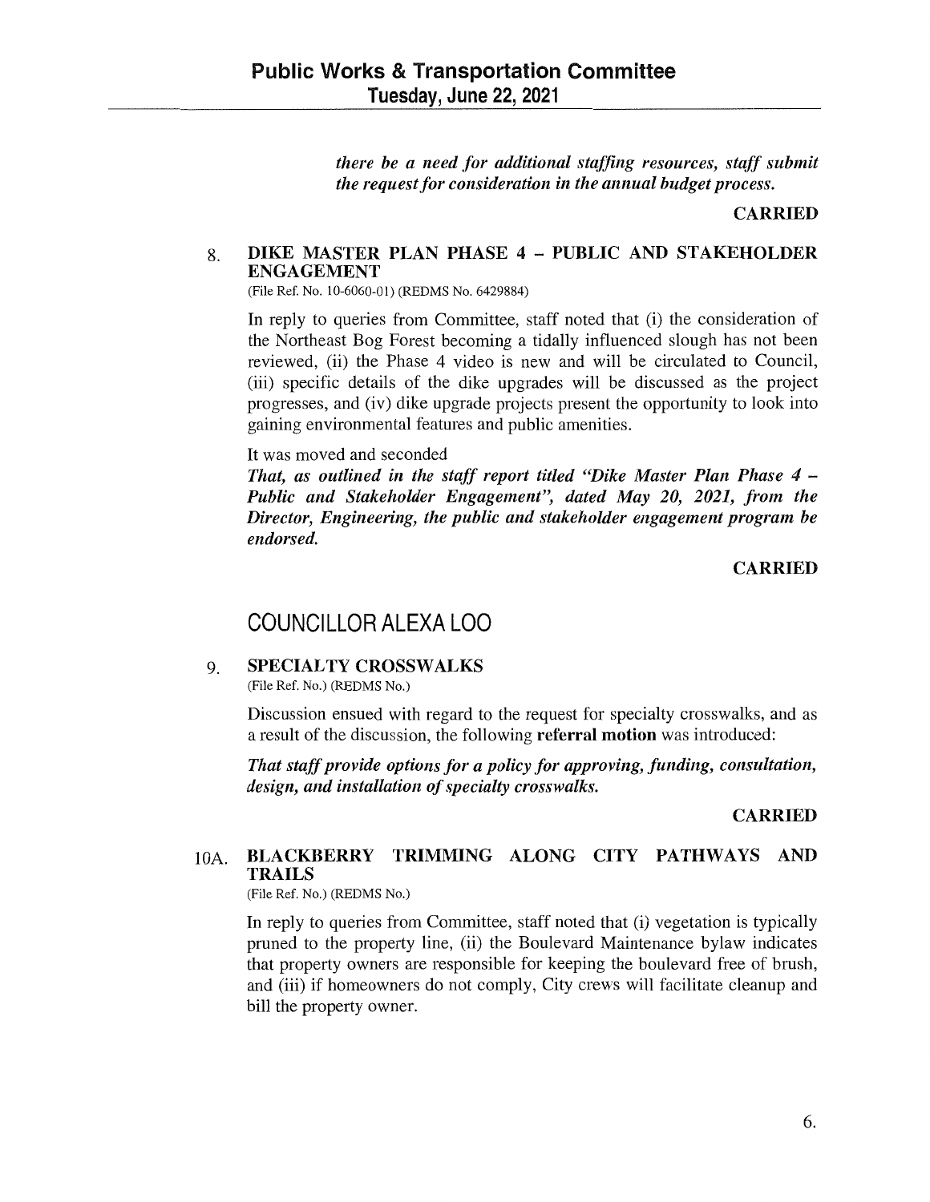*there be a need for additional staffing resources, staff submit the request for consideration in the annual budget process.*

**CARRIED**

### 8. DIKE MASTER PLAN PHASE 4 – PUBLIC AND STAKEHOLDER ENGAGEMENT

(File Ref. No. 10-6060-01) (REDMS No. 6429884)

In reply to queries from Committee, staff noted that (i) the consideration of the Northeast Bog Forest becoming a tidally influenced slough has not been reviewed, (ii) the Phase 4 video is new and will be circulated to Council, (iii) specific details of the dike upgrades will be discussed as the project progresses, and (iv) dike upgrade projects present the opportunity to look into gaining environmental features and public amenities.

It was moved and seconded

***That, as outlined in the staff report titled "Dike Master Plan Phase 4 – Public and Stakeholder Engagement", dated May 20, 2021, from the Director, Engineering, the public and stakeholder engagement program be endorsed.***

**CARRIED**

## COUNCILLOR ALEXA LOO

### 9. SPECIALTY CROSSWALKS

(File Ref. No.) (REDMS No.)

Discussion ensued with regard to the request for specialty crosswalks, and as a result of the discussion, the following **referral motion** was introduced:

***That staff provide options for a policy for approving, funding, consultation, design, and installation of specialty crosswalks.***

**CARRIED**

### 10A. BLACKBERRY TRIMMING ALONG CITY PATHWAYS AND TRAILS

(File Ref. No.) (REDMS No.)

In reply to queries from Committee, staff noted that (i) vegetation is typically pruned to the property line, (ii) the Boulevard Maintenance bylaw indicates that property owners are responsible for keeping the boulevard free of brush, and (iii) if homeowners do not comply, City crews will facilitate cleanup and bill the property owner.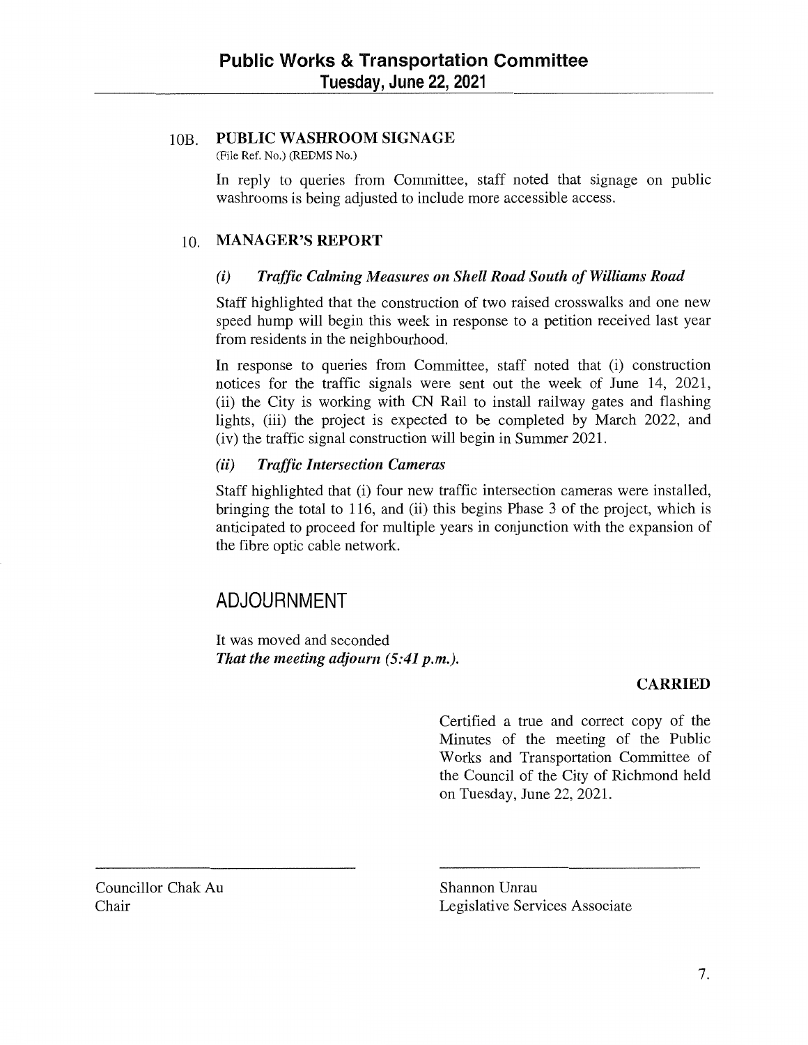# Public Works & Transportation Committee
## Tuesday, June 22, 2021

### 10B. PUBLIC WASHROOM SIGNAGE

(File Ref. No.) (REDMS No.)

In reply to queries from Committee, staff noted that signage on public washrooms is being adjusted to include more accessible access.

### 10. MANAGER'S REPORT

#### *(i) Traffic Calming Measures on Shell Road South of Williams Road*

Staff highlighted that the construction of two raised crosswalks and one new speed hump will begin this week in response to a petition received last year from residents in the neighbourhood.

In response to queries from Committee, staff noted that (i) construction notices for the traffic signals were sent out the week of June 14, 2021, (ii) the City is working with CN Rail to install railway gates and flashing lights, (iii) the project is expected to be completed by March 2022, and (iv) the traffic signal construction will begin in Summer 2021.

#### *(ii) Traffic Intersection Cameras*

Staff highlighted that (i) four new traffic intersection cameras were installed, bringing the total to 116, and (ii) this begins Phase 3 of the project, which is anticipated to proceed for multiple years in conjunction with the expansion of the fibre optic cable network.

## ADJOURNMENT

It was moved and seconded
***That the meeting adjourn (5:41 p.m.).***

**CARRIED**

Certified a true and correct copy of the Minutes of the meeting of the Public Works and Transportation Committee of the Council of the City of Richmond held on Tuesday, June 22, 2021.

Councillor Chak Au
Chair

Shannon Unrau
Legislative Services Associate